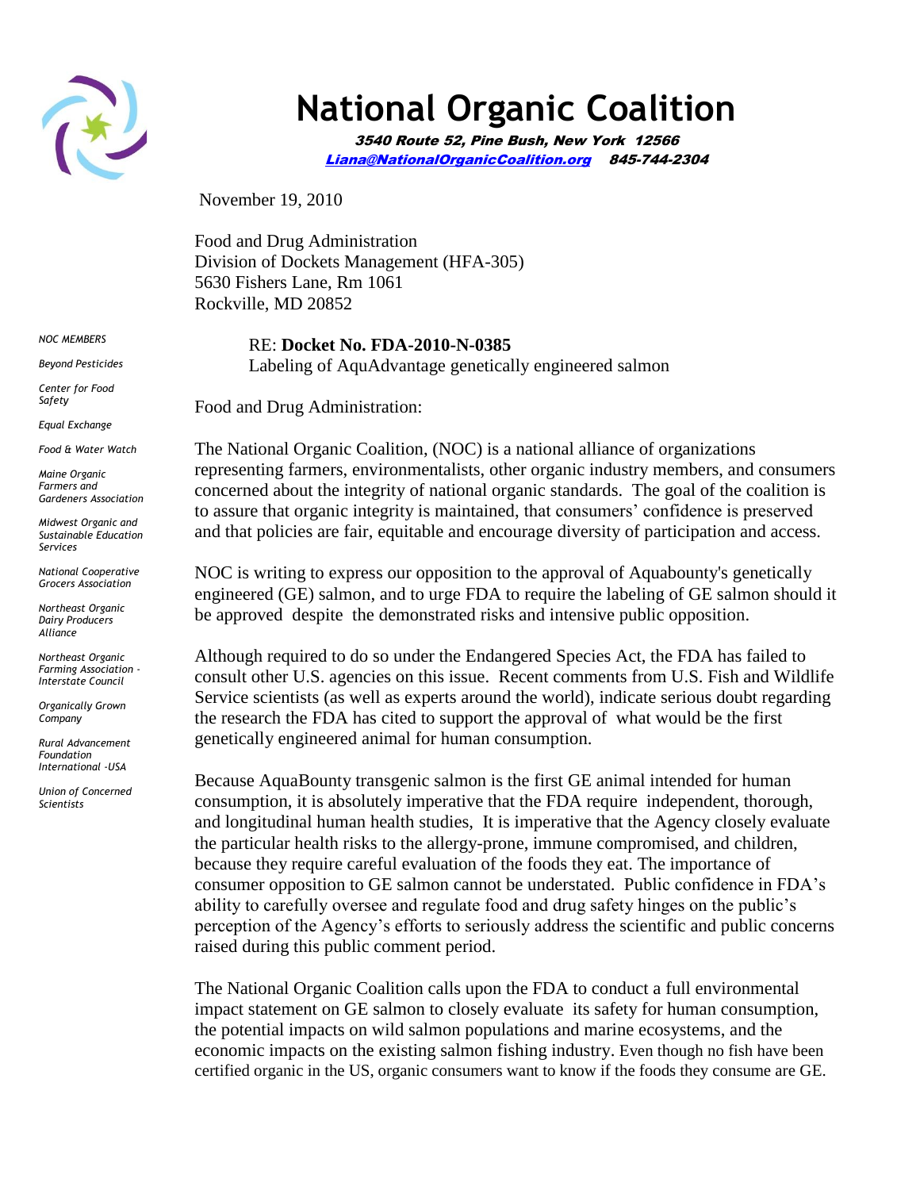# National Organic Coalition

***3540 Route 52, Pine Bush, New York 12566***
***Liana@NationalOrganicCoalition.org 845-744-2304***

*NOC MEMBERS*

*Beyond Pesticides*

*Center for Food Safety*

*Equal Exchange*

*Food & Water Watch*

*Maine Organic Farmers and Gardeners Association*

*Midwest Organic and Sustainable Education Services*

*National Cooperative Grocers Association*

*Northeast Organic Dairy Producers Alliance*

*Northeast Organic Farming Association - Interstate Council*

*Organically Grown Company*

*Rural Advancement Foundation International -USA*

*Union of Concerned Scientists*

November 19, 2010

Food and Drug Administration
Division of Dockets Management (HFA-305)
5630 Fishers Lane, Rm 1061
Rockville, MD 20852

RE: **Docket No. FDA-2010-N-0385**
Labeling of AquAdvantage genetically engineered salmon

Food and Drug Administration:

The National Organic Coalition, (NOC) is a national alliance of organizations representing farmers, environmentalists, other organic industry members, and consumers concerned about the integrity of national organic standards. The goal of the coalition is to assure that organic integrity is maintained, that consumers' confidence is preserved and that policies are fair, equitable and encourage diversity of participation and access.

NOC is writing to express our opposition to the approval of Aquabounty's genetically engineered (GE) salmon, and to urge FDA to require the labeling of GE salmon should it be approved despite the demonstrated risks and intensive public opposition.

Although required to do so under the Endangered Species Act, the FDA has failed to consult other U.S. agencies on this issue. Recent comments from U.S. Fish and Wildlife Service scientists (as well as experts around the world), indicate serious doubt regarding the research the FDA has cited to support the approval of what would be the first genetically engineered animal for human consumption.

Because AquaBounty transgenic salmon is the first GE animal intended for human consumption, it is absolutely imperative that the FDA require independent, thorough, and longitudinal human health studies, It is imperative that the Agency closely evaluate the particular health risks to the allergy-prone, immune compromised, and children, because they require careful evaluation of the foods they eat. The importance of consumer opposition to GE salmon cannot be understated. Public confidence in FDA's ability to carefully oversee and regulate food and drug safety hinges on the public's perception of the Agency's efforts to seriously address the scientific and public concerns raised during this public comment period.

The National Organic Coalition calls upon the FDA to conduct a full environmental impact statement on GE salmon to closely evaluate its safety for human consumption, the potential impacts on wild salmon populations and marine ecosystems, and the economic impacts on the existing salmon fishing industry. Even though no fish have been certified organic in the US, organic consumers want to know if the foods they consume are GE.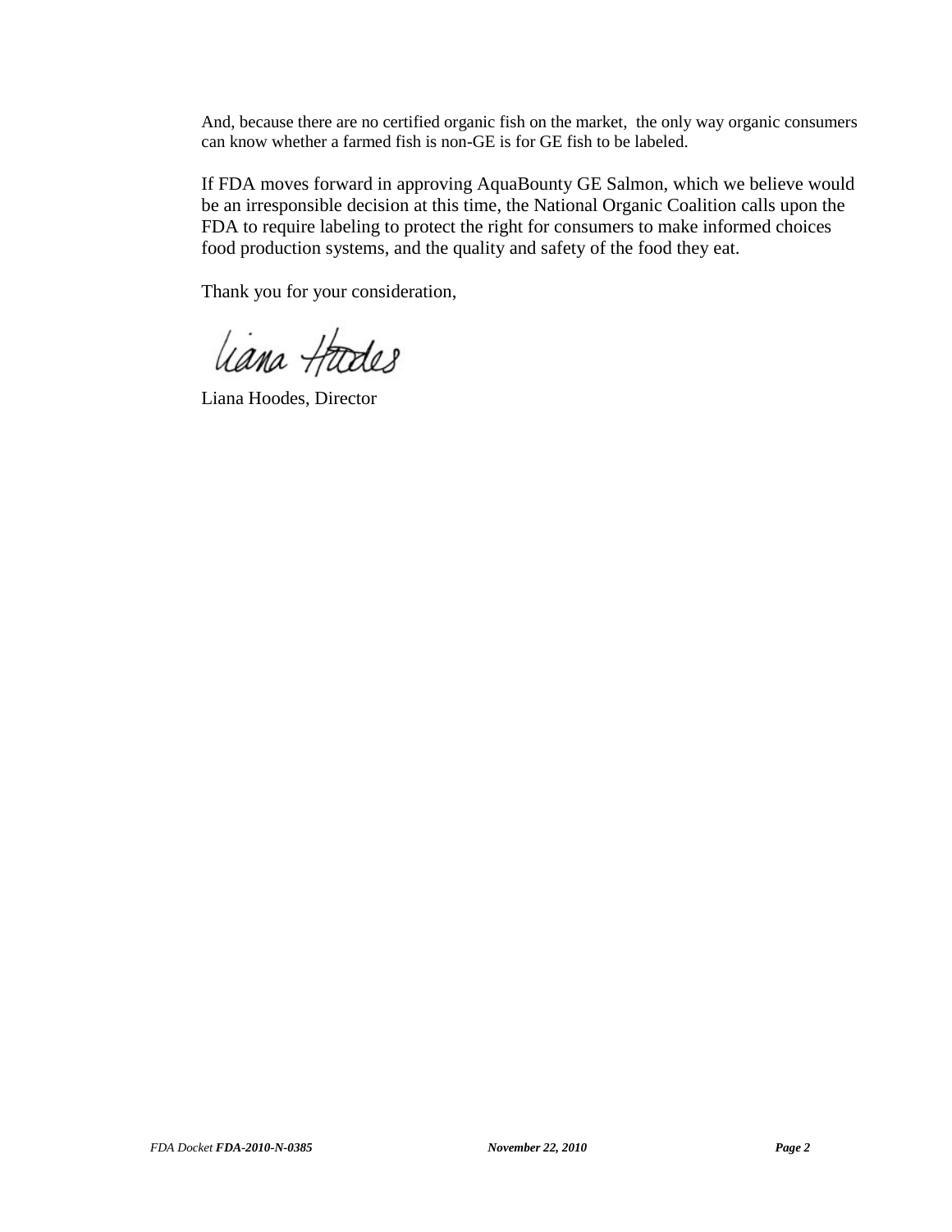And, because there are no certified organic fish on the market,  the only way organic consumers can know whether a farmed fish is non-GE is for GE fish to be labeled.

If FDA moves forward in approving AquaBounty GE Salmon, which we believe would be an irresponsible decision at this time, the National Organic Coalition calls upon the FDA to require labeling to protect the right for consumers to make informed choices food production systems, and the quality and safety of the food they eat.

Thank you for your consideration,

Liana Hoodes

Liana Hoodes, Director